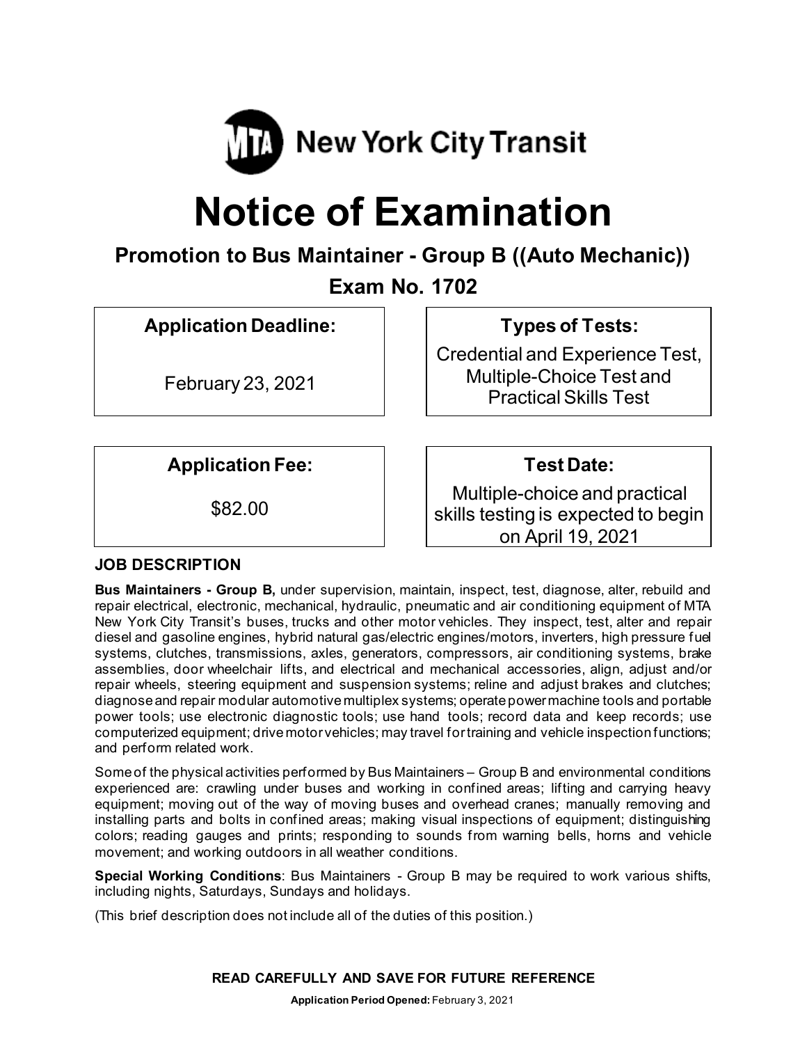MTA New York City Transit

# Notice of Examination

## Promotion to Bus Maintainer - Group B ((Auto Mechanic))

## Exam No. 1702

| Application Deadline: | Types of Tests: |
| --- | --- |
| February 23, 2021 | Credential and Experience Test, Multiple-Choice Test and Practical Skills Test |

| Application Fee: | Test Date: |
| --- | --- |
| $82.00 | Multiple-choice and practical skills testing is expected to begin on April 19, 2021 |

### JOB DESCRIPTION

**Bus Maintainers - Group B,** under supervision, maintain, inspect, test, diagnose, alter, rebuild and repair electrical, electronic, mechanical, hydraulic, pneumatic and air conditioning equipment of MTA New York City Transit's buses, trucks and other motor vehicles. They inspect, test, alter and repair diesel and gasoline engines, hybrid natural gas/electric engines/motors, inverters, high pressure fuel systems, clutches, transmissions, axles, generators, compressors, air conditioning systems, brake assemblies, door wheelchair lifts, and electrical and mechanical accessories, align, adjust and/or repair wheels, steering equipment and suspension systems; reline and adjust brakes and clutches; diagnose and repair modular automotive multiplex systems; operate power machine tools and portable power tools; use electronic diagnostic tools; use hand tools; record data and keep records; use computerized equipment; drive motor vehicles; may travel for training and vehicle inspection functions; and perform related work.

Some of the physical activities performed by Bus Maintainers – Group B and environmental conditions experienced are: crawling under buses and working in confined areas; lifting and carrying heavy equipment; moving out of the way of moving buses and overhead cranes; manually removing and installing parts and bolts in confined areas; making visual inspections of equipment; distinguishing colors; reading gauges and prints; responding to sounds from warning bells, horns and vehicle movement; and working outdoors in all weather conditions.

**Special Working Conditions**: Bus Maintainers - Group B may be required to work various shifts, including nights, Saturdays, Sundays and holidays.

(This brief description does not include all of the duties of this position.)

**READ CAREFULLY AND SAVE FOR FUTURE REFERENCE**

**Application Period Opened:** February 3, 2021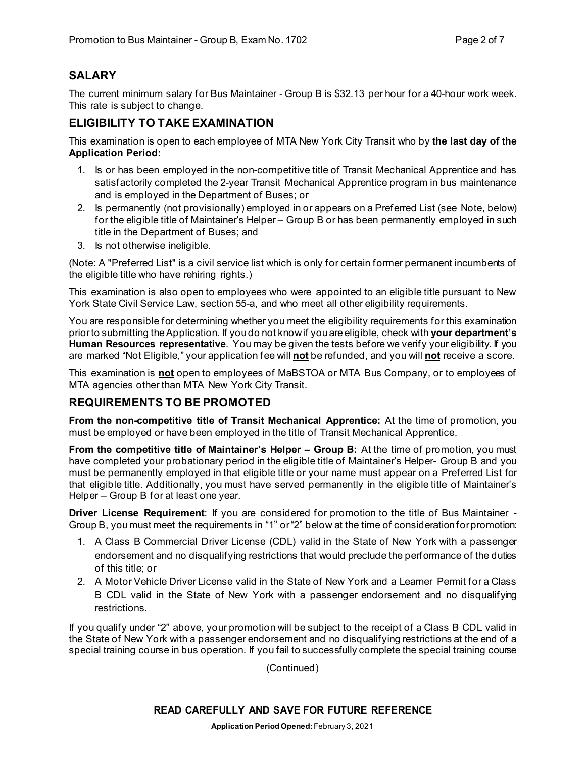## SALARY

The current minimum salary for Bus Maintainer - Group B is $32.13 per hour for a 40-hour work week. This rate is subject to change.

## ELIGIBILITY TO TAKE EXAMINATION

This examination is open to each employee of MTA New York City Transit who by **the last day of the Application Period:**

1. Is or has been employed in the non-competitive title of Transit Mechanical Apprentice and has satisfactorily completed the 2-year Transit Mechanical Apprentice program in bus maintenance and is employed in the Department of Buses; or
2. Is permanently (not provisionally) employed in or appears on a Preferred List (see Note, below) for the eligible title of Maintainer's Helper – Group B or has been permanently employed in such title in the Department of Buses; and
3. Is not otherwise ineligible.

(Note: A "Preferred List" is a civil service list which is only for certain former permanent incumbents of the eligible title who have rehiring rights.)

This examination is also open to employees who were appointed to an eligible title pursuant to New York State Civil Service Law, section 55-a, and who meet all other eligibility requirements.

You are responsible for determining whether you meet the eligibility requirements for this examination prior to submitting the Application. If you do not know if you are eligible, check with **your department's Human Resources representative**. You may be given the tests before we verify your eligibility. If you are marked "Not Eligible," your application fee will **not** be refunded, and you will **not** receive a score.

This examination is **not** open to employees of MaBSTOA or MTA Bus Company, or to employees of MTA agencies other than MTA New York City Transit.

## REQUIREMENTS TO BE PROMOTED

**From the non-competitive title of Transit Mechanical Apprentice:** At the time of promotion, you must be employed or have been employed in the title of Transit Mechanical Apprentice.

**From the competitive title of Maintainer's Helper – Group B:** At the time of promotion, you must have completed your probationary period in the eligible title of Maintainer's Helper- Group B and you must be permanently employed in that eligible title or your name must appear on a Preferred List for that eligible title. Additionally, you must have served permanently in the eligible title of Maintainer's Helper – Group B for at least one year.

**Driver License Requirement**: If you are considered for promotion to the title of Bus Maintainer - Group B, you must meet the requirements in "1" or "2" below at the time of consideration for promotion:

1. A Class B Commercial Driver License (CDL) valid in the State of New York with a passenger endorsement and no disqualifying restrictions that would preclude the performance of the duties of this title; or
2. A Motor Vehicle Driver License valid in the State of New York and a Learner Permit for a Class B CDL valid in the State of New York with a passenger endorsement and no disqualifying restrictions.

If you qualify under "2" above, your promotion will be subject to the receipt of a Class B CDL valid in the State of New York with a passenger endorsement and no disqualifying restrictions at the end of a special training course in bus operation. If you fail to successfully complete the special training course

(Continued)

**READ CAREFULLY AND SAVE FOR FUTURE REFERENCE**

**Application Period Opened:** February 3, 2021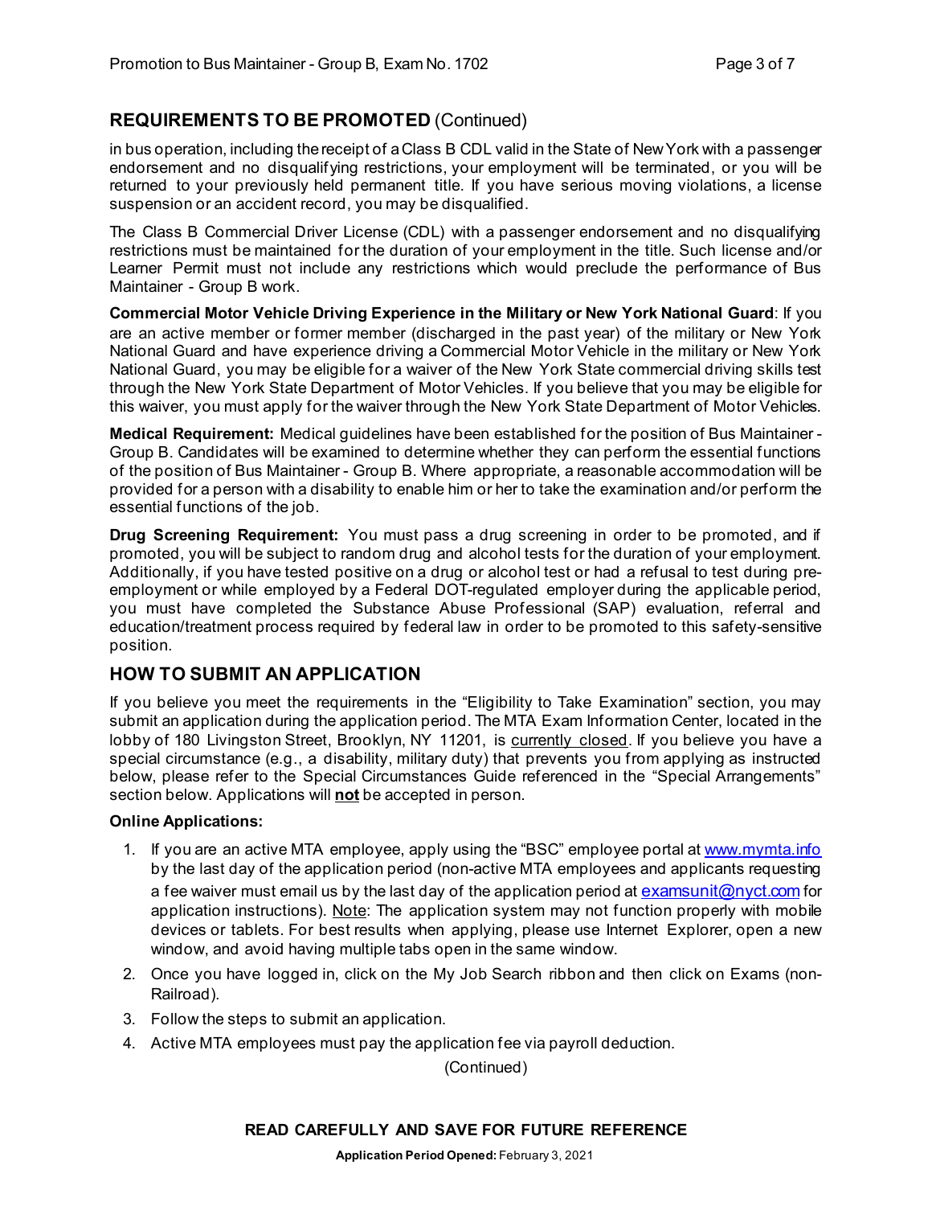## REQUIREMENTS TO BE PROMOTED (Continued)

in bus operation, including the receipt of a Class B CDL valid in the State of New York with a passenger endorsement and no disqualifying restrictions, your employment will be terminated, or you will be returned to your previously held permanent title. If you have serious moving violations, a license suspension or an accident record, you may be disqualified.

The Class B Commercial Driver License (CDL) with a passenger endorsement and no disqualifying restrictions must be maintained for the duration of your employment in the title. Such license and/or Learner Permit must not include any restrictions which would preclude the performance of Bus Maintainer - Group B work.

**Commercial Motor Vehicle Driving Experience in the Military or New York National Guard**: If you are an active member or former member (discharged in the past year) of the military or New York National Guard and have experience driving a Commercial Motor Vehicle in the military or New York National Guard, you may be eligible for a waiver of the New York State commercial driving skills test through the New York State Department of Motor Vehicles. If you believe that you may be eligible for this waiver, you must apply for the waiver through the New York State Department of Motor Vehicles.

**Medical Requirement:** Medical guidelines have been established for the position of Bus Maintainer - Group B. Candidates will be examined to determine whether they can perform the essential functions of the position of Bus Maintainer - Group B. Where appropriate, a reasonable accommodation will be provided for a person with a disability to enable him or her to take the examination and/or perform the essential functions of the job.

**Drug Screening Requirement:** You must pass a drug screening in order to be promoted, and if promoted, you will be subject to random drug and alcohol tests for the duration of your employment. Additionally, if you have tested positive on a drug or alcohol test or had a refusal to test during pre-employment or while employed by a Federal DOT-regulated employer during the applicable period, you must have completed the Substance Abuse Professional (SAP) evaluation, referral and education/treatment process required by federal law in order to be promoted to this safety-sensitive position.

## HOW TO SUBMIT AN APPLICATION

If you believe you meet the requirements in the "Eligibility to Take Examination" section, you may submit an application during the application period. The MTA Exam Information Center, located in the lobby of 180 Livingston Street, Brooklyn, NY 11201, is currently closed. If you believe you have a special circumstance (e.g., a disability, military duty) that prevents you from applying as instructed below, please refer to the Special Circumstances Guide referenced in the "Special Arrangements" section below. Applications will **not** be accepted in person.

**Online Applications:**

1. If you are an active MTA employee, apply using the "BSC" employee portal at www.mymta.info by the last day of the application period (non-active MTA employees and applicants requesting a fee waiver must email us by the last day of the application period at examsunit@nyct.com for application instructions). Note: The application system may not function properly with mobile devices or tablets. For best results when applying, please use Internet Explorer, open a new window, and avoid having multiple tabs open in the same window.
2. Once you have logged in, click on the My Job Search ribbon and then click on Exams (non-Railroad).
3. Follow the steps to submit an application.
4. Active MTA employees must pay the application fee via payroll deduction.

(Continued)

**READ CAREFULLY AND SAVE FOR FUTURE REFERENCE**

**Application Period Opened:** February 3, 2021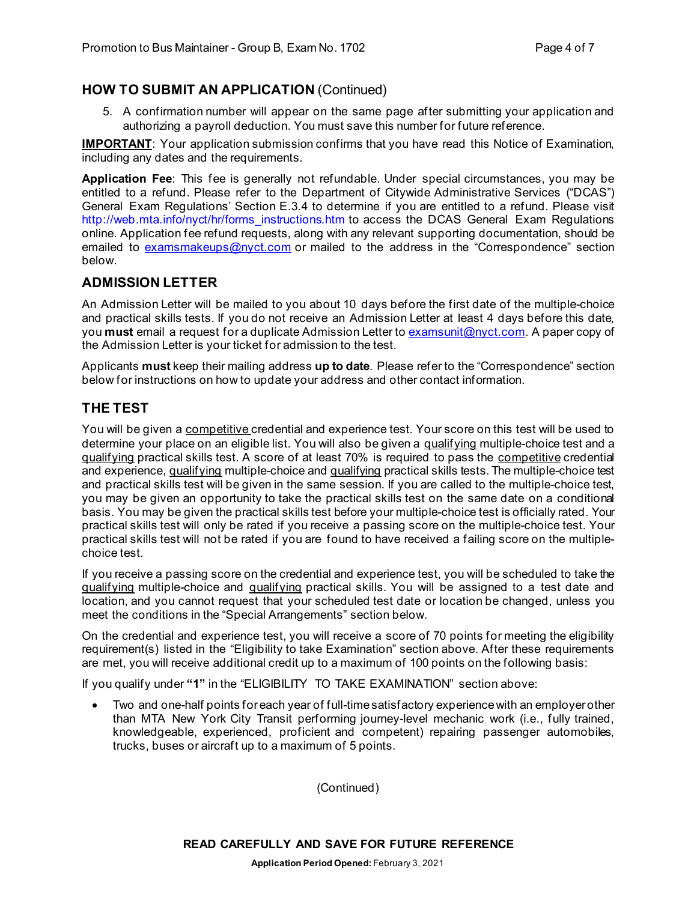## HOW TO SUBMIT AN APPLICATION (Continued)

5. A confirmation number will appear on the same page after submitting your application and authorizing a payroll deduction. You must save this number for future reference.

**IMPORTANT**: Your application submission confirms that you have read this Notice of Examination, including any dates and the requirements.

**Application Fee**: This fee is generally not refundable. Under special circumstances, you may be entitled to a refund. Please refer to the Department of Citywide Administrative Services ("DCAS") General Exam Regulations' Section E.3.4 to determine if you are entitled to a refund. Please visit http://web.mta.info/nyct/hr/forms_instructions.htm to access the DCAS General Exam Regulations online. Application fee refund requests, along with any relevant supporting documentation, should be emailed to examsmakeups@nyct.com or mailed to the address in the "Correspondence" section below.

## ADMISSION LETTER

An Admission Letter will be mailed to you about 10 days before the first date of the multiple-choice and practical skills tests. If you do not receive an Admission Letter at least 4 days before this date, you **must** email a request for a duplicate Admission Letter to examsunit@nyct.com. A paper copy of the Admission Letter is your ticket for admission to the test.

Applicants **must** keep their mailing address **up to date**. Please refer to the "Correspondence" section below for instructions on how to update your address and other contact information.

## THE TEST

You will be given a competitive credential and experience test. Your score on this test will be used to determine your place on an eligible list. You will also be given a qualifying multiple-choice test and a qualifying practical skills test. A score of at least 70% is required to pass the competitive credential and experience, qualifying multiple-choice and qualifying practical skills tests. The multiple-choice test and practical skills test will be given in the same session. If you are called to the multiple-choice test, you may be given an opportunity to take the practical skills test on the same date on a conditional basis. You may be given the practical skills test before your multiple-choice test is officially rated. Your practical skills test will only be rated if you receive a passing score on the multiple-choice test. Your practical skills test will not be rated if you are found to have received a failing score on the multiple-choice test.

If you receive a passing score on the credential and experience test, you will be scheduled to take the qualifying multiple-choice and qualifying practical skills. You will be assigned to a test date and location, and you cannot request that your scheduled test date or location be changed, unless you meet the conditions in the "Special Arrangements" section below.

On the credential and experience test, you will receive a score of 70 points for meeting the eligibility requirement(s) listed in the "Eligibility to take Examination" section above. After these requirements are met, you will receive additional credit up to a maximum of 100 points on the following basis:

If you qualify under **"1"** in the "ELIGIBILITY TO TAKE EXAMINATION" section above:

- Two and one-half points for each year of full-time satisfactory experience with an employer other than MTA New York City Transit performing journey-level mechanic work (i.e., fully trained, knowledgeable, experienced, proficient and competent) repairing passenger automobiles, trucks, buses or aircraft up to a maximum of 5 points.

(Continued)

**READ CAREFULLY AND SAVE FOR FUTURE REFERENCE**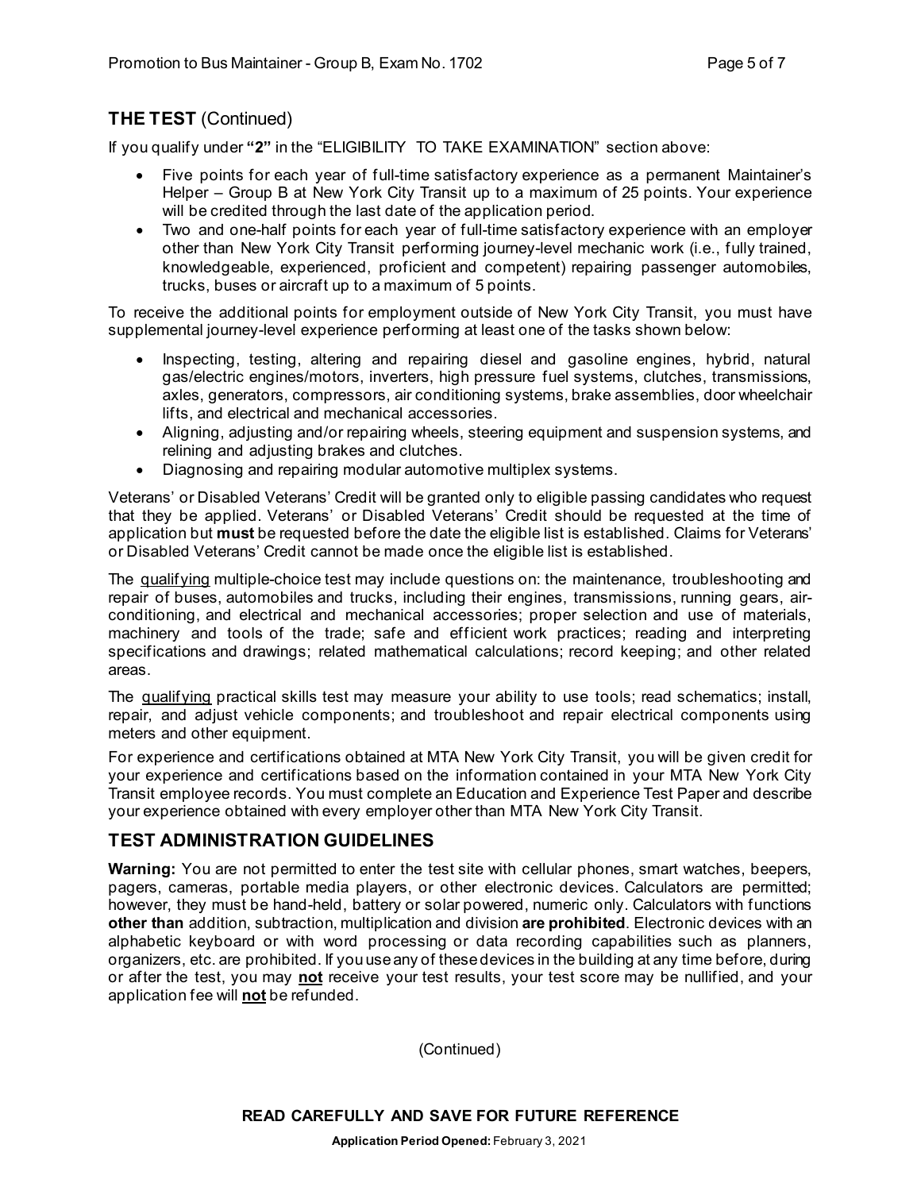## THE TEST (Continued)

If you qualify under **"2"** in the "ELIGIBILITY TO TAKE EXAMINATION" section above:

- Five points for each year of full-time satisfactory experience as a permanent Maintainer's Helper – Group B at New York City Transit up to a maximum of 25 points. Your experience will be credited through the last date of the application period.
- Two and one-half points for each year of full-time satisfactory experience with an employer other than New York City Transit performing journey-level mechanic work (i.e., fully trained, knowledgeable, experienced, proficient and competent) repairing passenger automobiles, trucks, buses or aircraft up to a maximum of 5 points.

To receive the additional points for employment outside of New York City Transit, you must have supplemental journey-level experience performing at least one of the tasks shown below:

- Inspecting, testing, altering and repairing diesel and gasoline engines, hybrid, natural gas/electric engines/motors, inverters, high pressure fuel systems, clutches, transmissions, axles, generators, compressors, air conditioning systems, brake assemblies, door wheelchair lifts, and electrical and mechanical accessories.
- Aligning, adjusting and/or repairing wheels, steering equipment and suspension systems, and relining and adjusting brakes and clutches.
- Diagnosing and repairing modular automotive multiplex systems.

Veterans' or Disabled Veterans' Credit will be granted only to eligible passing candidates who request that they be applied. Veterans' or Disabled Veterans' Credit should be requested at the time of application but **must** be requested before the date the eligible list is established. Claims for Veterans' or Disabled Veterans' Credit cannot be made once the eligible list is established.

The qualifying multiple-choice test may include questions on: the maintenance, troubleshooting and repair of buses, automobiles and trucks, including their engines, transmissions, running gears, air-conditioning, and electrical and mechanical accessories; proper selection and use of materials, machinery and tools of the trade; safe and efficient work practices; reading and interpreting specifications and drawings; related mathematical calculations; record keeping; and other related areas.

The qualifying practical skills test may measure your ability to use tools; read schematics; install, repair, and adjust vehicle components; and troubleshoot and repair electrical components using meters and other equipment.

For experience and certifications obtained at MTA New York City Transit, you will be given credit for your experience and certifications based on the information contained in your MTA New York City Transit employee records. You must complete an Education and Experience Test Paper and describe your experience obtained with every employer other than MTA New York City Transit.

## TEST ADMINISTRATION GUIDELINES

**Warning:** You are not permitted to enter the test site with cellular phones, smart watches, beepers, pagers, cameras, portable media players, or other electronic devices. Calculators are permitted; however, they must be hand-held, battery or solar powered, numeric only. Calculators with functions **other than** addition, subtraction, multiplication and division **are prohibited**. Electronic devices with an alphabetic keyboard or with word processing or data recording capabilities such as planners, organizers, etc. are prohibited. If you use any of these devices in the building at any time before, during or after the test, you may **not** receive your test results, your test score may be nullified, and your application fee will **not** be refunded.

(Continued)

**READ CAREFULLY AND SAVE FOR FUTURE REFERENCE**

**Application Period Opened:** February 3, 2021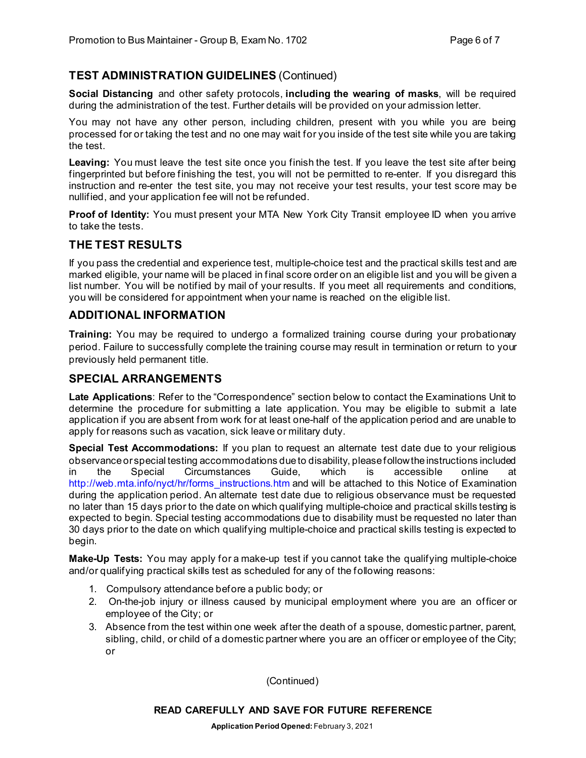## TEST ADMINISTRATION GUIDELINES (Continued)

**Social Distancing** and other safety protocols, **including the wearing of masks**, will be required during the administration of the test. Further details will be provided on your admission letter.

You may not have any other person, including children, present with you while you are being processed for or taking the test and no one may wait for you inside of the test site while you are taking the test.

**Leaving:** You must leave the test site once you finish the test. If you leave the test site after being fingerprinted but before finishing the test, you will not be permitted to re-enter. If you disregard this instruction and re-enter the test site, you may not receive your test results, your test score may be nullified, and your application fee will not be refunded.

**Proof of Identity:** You must present your MTA New York City Transit employee ID when you arrive to take the tests.

## THE TEST RESULTS

If you pass the credential and experience test, multiple-choice test and the practical skills test and are marked eligible, your name will be placed in final score order on an eligible list and you will be given a list number. You will be notified by mail of your results. If you meet all requirements and conditions, you will be considered for appointment when your name is reached on the eligible list.

## ADDITIONAL INFORMATION

**Training:** You may be required to undergo a formalized training course during your probationary period. Failure to successfully complete the training course may result in termination or return to your previously held permanent title.

## SPECIAL ARRANGEMENTS

**Late Applications**: Refer to the "Correspondence" section below to contact the Examinations Unit to determine the procedure for submitting a late application. You may be eligible to submit a late application if you are absent from work for at least one-half of the application period and are unable to apply for reasons such as vacation, sick leave or military duty.

**Special Test Accommodations:** If you plan to request an alternate test date due to your religious observance or special testing accommodations due to disability, please follow the instructions included in the Special Circumstances Guide, which is accessible online at http://web.mta.info/nyct/hr/forms_instructions.htm and will be attached to this Notice of Examination during the application period. An alternate test date due to religious observance must be requested no later than 15 days prior to the date on which qualifying multiple-choice and practical skills testing is expected to begin. Special testing accommodations due to disability must be requested no later than 30 days prior to the date on which qualifying multiple-choice and practical skills testing is expected to begin.

**Make-Up Tests:** You may apply for a make-up test if you cannot take the qualifying multiple-choice and/or qualifying practical skills test as scheduled for any of the following reasons:

1. Compulsory attendance before a public body; or
2. On-the-job injury or illness caused by municipal employment where you are an officer or employee of the City; or
3. Absence from the test within one week after the death of a spouse, domestic partner, parent, sibling, child, or child of a domestic partner where you are an officer or employee of the City; or

(Continued)

**READ CAREFULLY AND SAVE FOR FUTURE REFERENCE**

**Application Period Opened:** February 3, 2021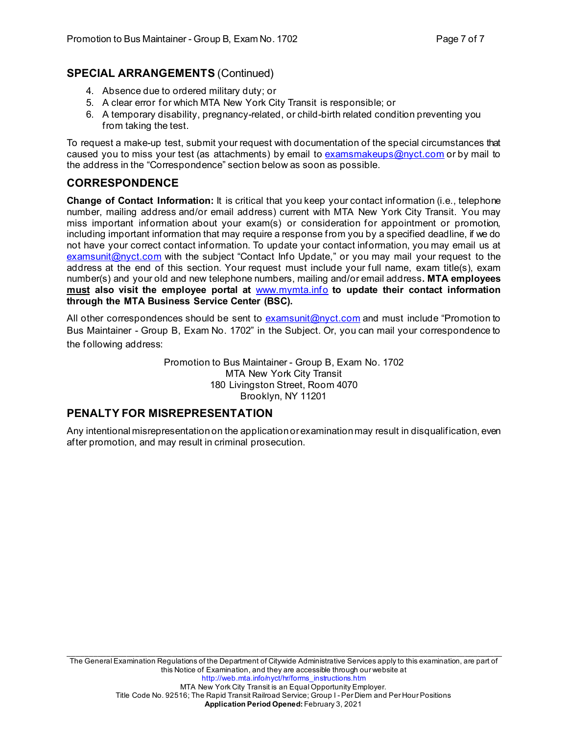## SPECIAL ARRANGEMENTS (Continued)

4. Absence due to ordered military duty; or
5. A clear error for which MTA New York City Transit is responsible; or
6. A temporary disability, pregnancy-related, or child-birth related condition preventing you from taking the test.

To request a make-up test, submit your request with documentation of the special circumstances that caused you to miss your test (as attachments) by email to examsmakeups@nyct.com or by mail to the address in the "Correspondence" section below as soon as possible.

## CORRESPONDENCE

**Change of Contact Information:** It is critical that you keep your contact information (i.e., telephone number, mailing address and/or email address) current with MTA New York City Transit. You may miss important information about your exam(s) or consideration for appointment or promotion, including important information that may require a response from you by a specified deadline, if we do not have your correct contact information. To update your contact information, you may email us at examsunit@nyct.com with the subject "Contact Info Update," or you may mail your request to the address at the end of this section. Your request must include your full name, exam title(s), exam number(s) and your old and new telephone numbers, mailing and/or email address**. MTA employees <u>must</u> also visit the employee portal at** www.mymta.info **to update their contact information through the MTA Business Service Center (BSC).**

All other correspondences should be sent to examsunit@nyct.com and must include "Promotion to Bus Maintainer - Group B, Exam No. 1702" in the Subject. Or, you can mail your correspondence to the following address:

Promotion to Bus Maintainer - Group B, Exam No. 1702
MTA New York City Transit
180 Livingston Street, Room 4070
Brooklyn, NY 11201

## PENALTY FOR MISREPRESENTATION

Any intentional misrepresentation on the application or examination may result in disqualification, even after promotion, and may result in criminal prosecution.

---

The General Examination Regulations of the Department of Citywide Administrative Services apply to this examination, are part of this Notice of Examination, and they are accessible through our website at http://web.mta.info/nyct/hr/forms_instructions.htm
MTA New York City Transit is an Equal Opportunity Employer.
Title Code No. 92516; The Rapid Transit Railroad Service; Group I - Per Diem and Per Hour Positions
**Application Period Opened:** February 3, 2021